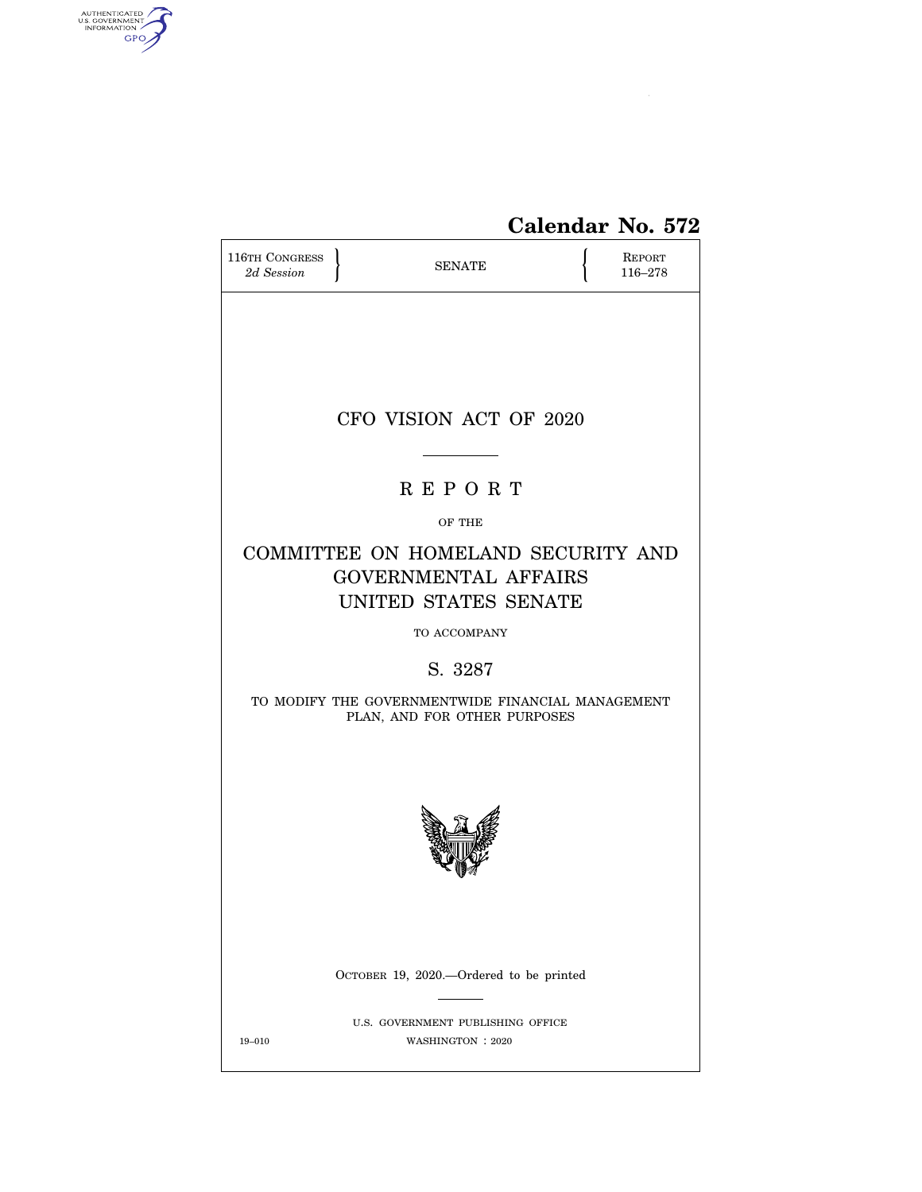Calendar No. 572

116TH CONGRESS
*2d Session*

SENATE

REPORT
116–278

# CFO VISION ACT OF 2020

## R E P O R T

OF THE

## COMMITTEE ON HOMELAND SECURITY AND GOVERNMENTAL AFFAIRS UNITED STATES SENATE

TO ACCOMPANY

## S. 3287

TO MODIFY THE GOVERNMENTWIDE FINANCIAL MANAGEMENT PLAN, AND FOR OTHER PURPOSES

OCTOBER 19, 2020.—Ordered to be printed

U.S. GOVERNMENT PUBLISHING OFFICE
19–010 WASHINGTON : 2020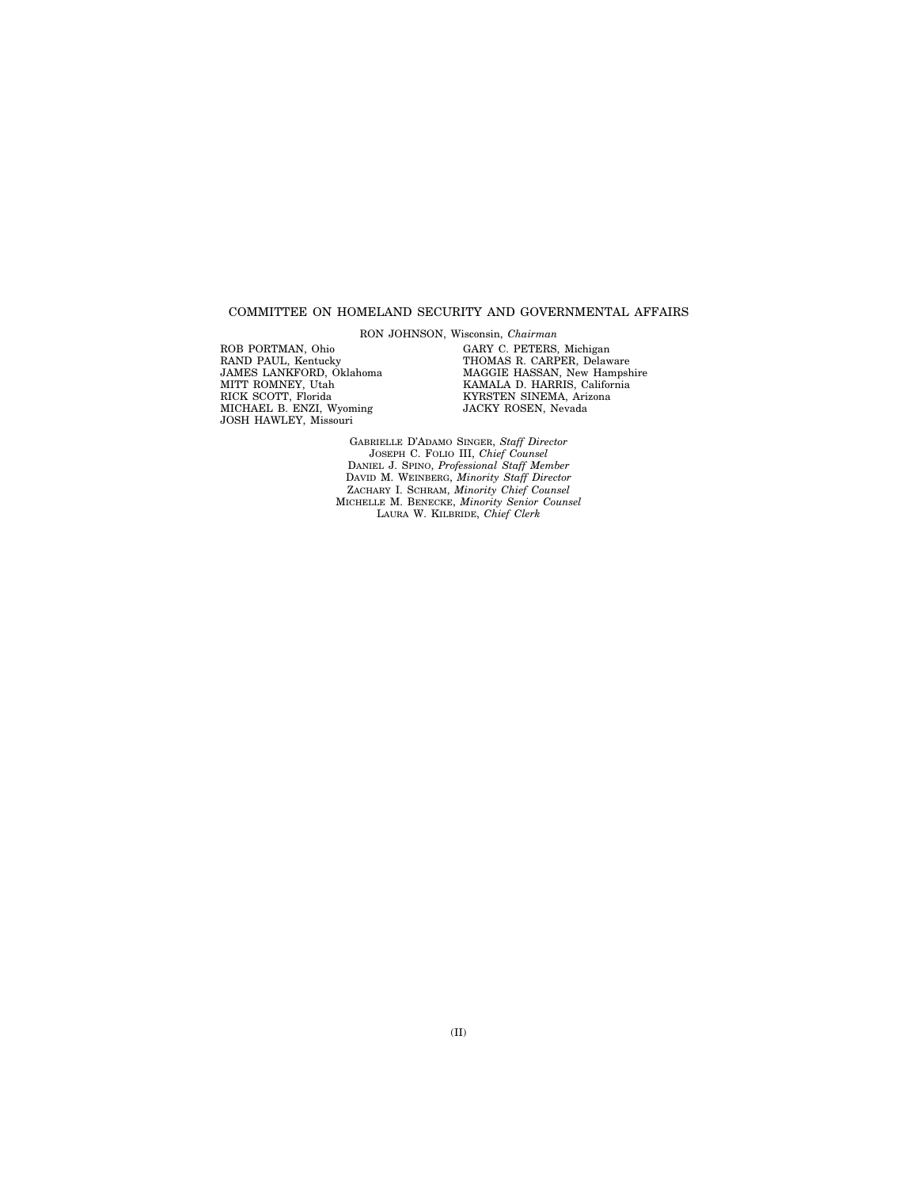COMMITTEE ON HOMELAND SECURITY AND GOVERNMENTAL AFFAIRS

RON JOHNSON, Wisconsin, *Chairman*

ROB PORTMAN, Ohio
RAND PAUL, Kentucky
JAMES LANKFORD, Oklahoma
MITT ROMNEY, Utah
RICK SCOTT, Florida
MICHAEL B. ENZI, Wyoming
JOSH HAWLEY, Missouri

GARY C. PETERS, Michigan
THOMAS R. CARPER, Delaware
MAGGIE HASSAN, New Hampshire
KAMALA D. HARRIS, California
KYRSTEN SINEMA, Arizona
JACKY ROSEN, Nevada

GABRIELLE D'ADAMO SINGER, *Staff Director*
JOSEPH C. FOLIO III, *Chief Counsel*
DANIEL J. SPINO, *Professional Staff Member*
DAVID M. WEINBERG, *Minority Staff Director*
ZACHARY I. SCHRAM, *Minority Chief Counsel*
MICHELLE M. BENECKE, *Minority Senior Counsel*
LAURA W. KILBRIDE, *Chief Clerk*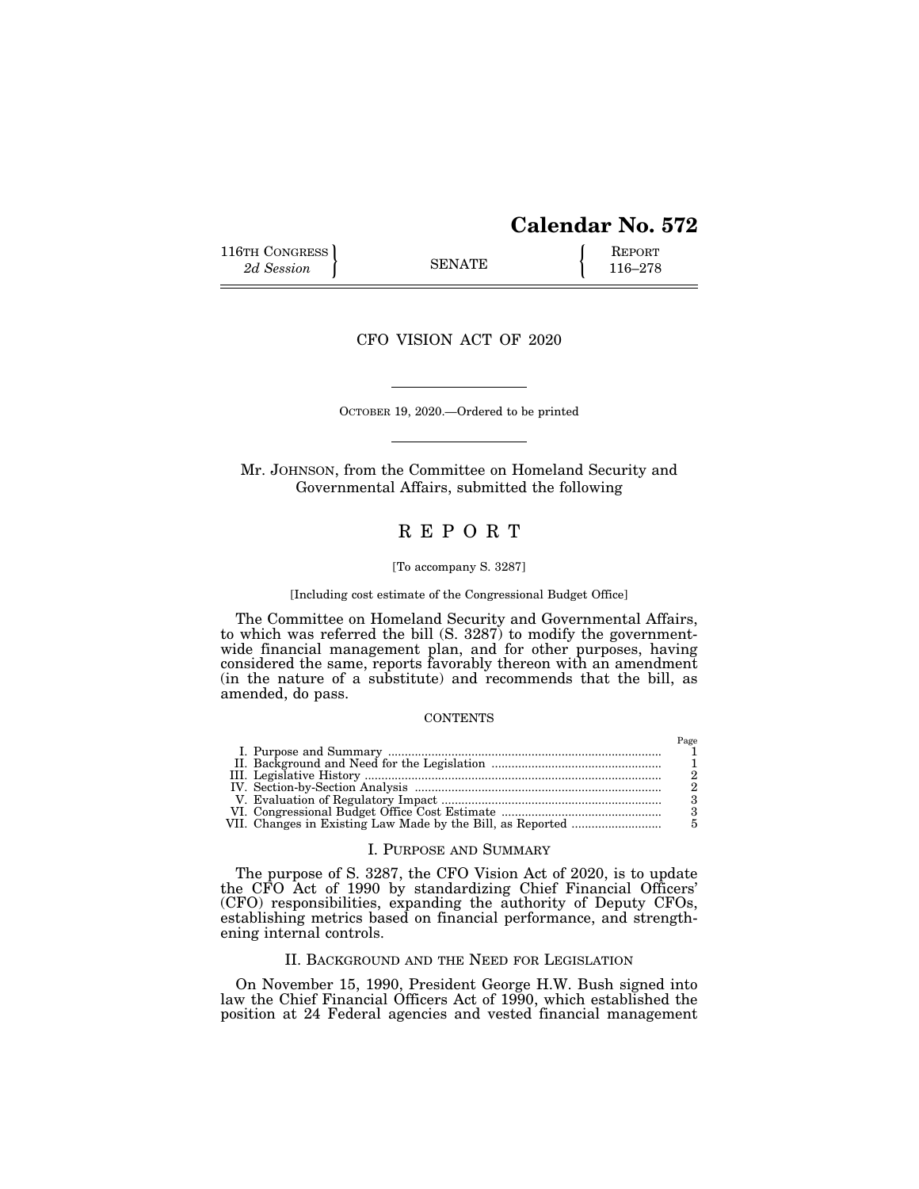# Calendar No. 572

116TH CONGRESS
*2d Session*

SENATE

REPORT
116–278

## CFO VISION ACT OF 2020

OCTOBER 19, 2020.—Ordered to be printed

Mr. JOHNSON, from the Committee on Homeland Security and Governmental Affairs, submitted the following

## R E P O R T

[To accompany S. 3287]

[Including cost estimate of the Congressional Budget Office]

The Committee on Homeland Security and Governmental Affairs, to which was referred the bill (S. 3287) to modify the government-wide financial management plan, and for other purposes, having considered the same, reports favorably thereon with an amendment (in the nature of a substitute) and recommends that the bill, as amended, do pass.

CONTENTS

| | Page |
|---|---|
| I. Purpose and Summary | 1 |
| II. Background and Need for the Legislation | 1 |
| III. Legislative History | 2 |
| IV. Section-by-Section Analysis | 2 |
| V. Evaluation of Regulatory Impact | 3 |
| VI. Congressional Budget Office Cost Estimate | 3 |
| VII. Changes in Existing Law Made by the Bill, as Reported | 5 |

### I. PURPOSE AND SUMMARY

The purpose of S. 3287, the CFO Vision Act of 2020, is to update the CFO Act of 1990 by standardizing Chief Financial Officers' (CFO) responsibilities, expanding the authority of Deputy CFOs, establishing metrics based on financial performance, and strengthening internal controls.

### II. BACKGROUND AND THE NEED FOR LEGISLATION

On November 15, 1990, President George H.W. Bush signed into law the Chief Financial Officers Act of 1990, which established the position at 24 Federal agencies and vested financial management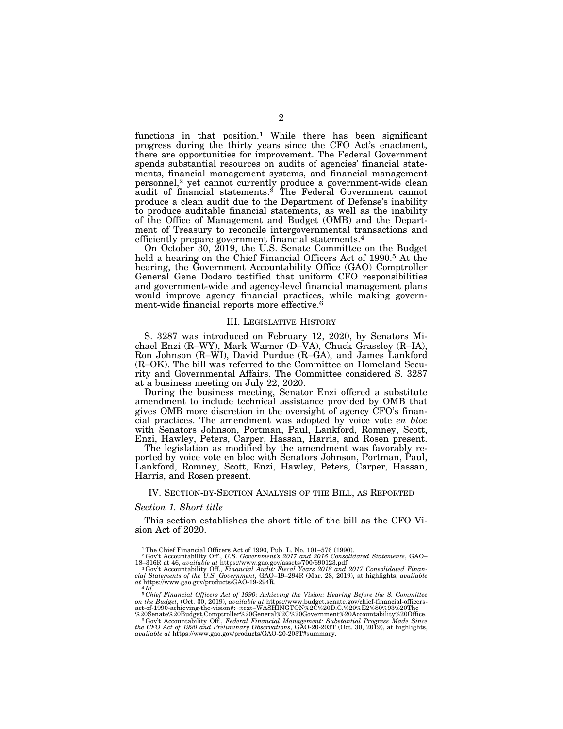functions in that position.[1] While there has been significant progress during the thirty years since the CFO Act's enactment, there are opportunities for improvement. The Federal Government spends substantial resources on audits of agencies' financial statements, financial management systems, and financial management personnel,[2] yet cannot currently produce a government-wide clean audit of financial statements.[3] The Federal Government cannot produce a clean audit due to the Department of Defense's inability to produce auditable financial statements, as well as the inability of the Office of Management and Budget (OMB) and the Department of Treasury to reconcile intergovernmental transactions and efficiently prepare government financial statements.[4]

On October 30, 2019, the U.S. Senate Committee on the Budget held a hearing on the Chief Financial Officers Act of 1990.[5] At the hearing, the Government Accountability Office (GAO) Comptroller General Gene Dodaro testified that uniform CFO responsibilities and government-wide and agency-level financial management plans would improve agency financial practices, while making government-wide financial reports more effective.[6]

## III. Legislative History

S. 3287 was introduced on February 12, 2020, by Senators Michael Enzi (R–WY), Mark Warner (D–VA), Chuck Grassley (R–IA), Ron Johnson (R–WI), David Purdue (R–GA), and James Lankford (R–OK). The bill was referred to the Committee on Homeland Security and Governmental Affairs. The Committee considered S. 3287 at a business meeting on July 22, 2020.

During the business meeting, Senator Enzi offered a substitute amendment to include technical assistance provided by OMB that gives OMB more discretion in the oversight of agency CFO's financial practices. The amendment was adopted by voice vote *en bloc* with Senators Johnson, Portman, Paul, Lankford, Romney, Scott, Enzi, Hawley, Peters, Carper, Hassan, Harris, and Rosen present.

The legislation as modified by the amendment was favorably reported by voice vote en bloc with Senators Johnson, Portman, Paul, Lankford, Romney, Scott, Enzi, Hawley, Peters, Carper, Hassan, Harris, and Rosen present.

## IV. Section-by-Section Analysis of the Bill, as Reported

### *Section 1. Short title*

This section establishes the short title of the bill as the CFO Vision Act of 2020.

---

[1] The Chief Financial Officers Act of 1990, Pub. L. No. 101–576 (1990).

[2] Gov't Accountability Off., *U.S. Government's 2017 and 2016 Consolidated Statements*, GAO–18–316R at 46, *available at* https://www.gao.gov/assets/700/690123.pdf.

[3] Gov't Accountability Off., *Financial Audit: Fiscal Years 2018 and 2017 Consolidated Financial Statements of the U.S. Government*, GAO–19–294R (Mar. 28, 2019), at highlights, *available at* https://www.gao.gov/products/GAO-19-294R.

[4] *Id.*

[5] *Chief Financial Officers Act of 1990: Achieving the Vision: Hearing Before the S. Committee on the Budget*, (Oct. 30, 2019), *available at* https://www.budget.senate.gov/chief-financial-officers-act-of-1990-achieving-the-vision#:~:text=WASHINGTON%2C%20D.C.%20%E2%80%93%20The%20Senate%20Budget,Comptroller%20General%2C%20Government%20Accountability%20Office.

[6] Gov't Accountability Off., *Federal Financial Management: Substantial Progress Made Since the CFO Act of 1990 and Preliminary Observations*, GAO-20-203T (Oct. 30, 2019), at highlights, *available at* https://www.gao.gov/products/GAO-20-203T#summary.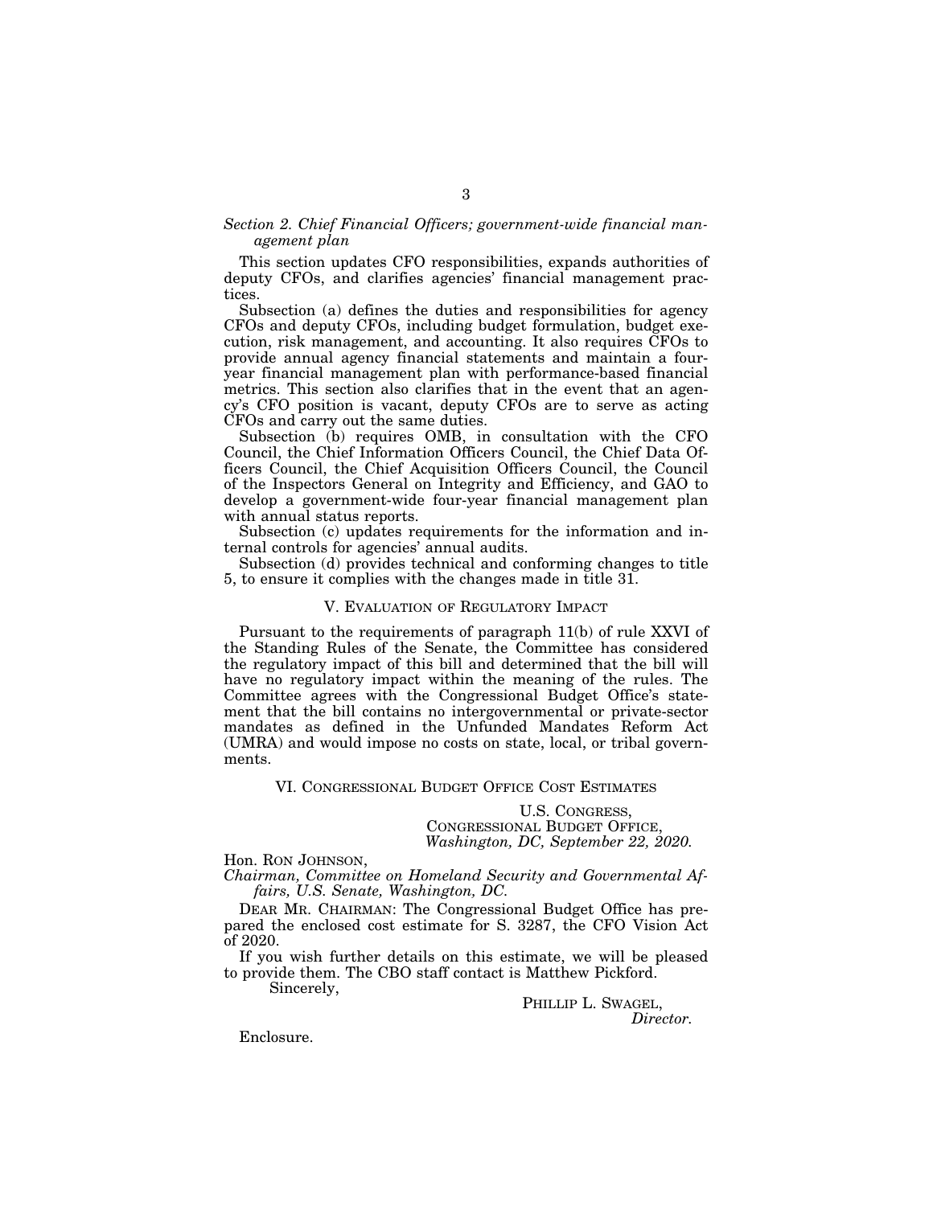*Section 2. Chief Financial Officers; government-wide financial management plan*

This section updates CFO responsibilities, expands authorities of deputy CFOs, and clarifies agencies' financial management practices.

Subsection (a) defines the duties and responsibilities for agency CFOs and deputy CFOs, including budget formulation, budget execution, risk management, and accounting. It also requires CFOs to provide annual agency financial statements and maintain a four-year financial management plan with performance-based financial metrics. This section also clarifies that in the event that an agency's CFO position is vacant, deputy CFOs are to serve as acting CFOs and carry out the same duties.

Subsection (b) requires OMB, in consultation with the CFO Council, the Chief Information Officers Council, the Chief Data Officers Council, the Chief Acquisition Officers Council, the Council of the Inspectors General on Integrity and Efficiency, and GAO to develop a government-wide four-year financial management plan with annual status reports.

Subsection (c) updates requirements for the information and internal controls for agencies' annual audits.

Subsection (d) provides technical and conforming changes to title 5, to ensure it complies with the changes made in title 31.

## V. Evaluation of Regulatory Impact

Pursuant to the requirements of paragraph 11(b) of rule XXVI of the Standing Rules of the Senate, the Committee has considered the regulatory impact of this bill and determined that the bill will have no regulatory impact within the meaning of the rules. The Committee agrees with the Congressional Budget Office's statement that the bill contains no intergovernmental or private-sector mandates as defined in the Unfunded Mandates Reform Act (UMRA) and would impose no costs on state, local, or tribal governments.

## VI. Congressional Budget Office Cost Estimates

U.S. Congress,
Congressional Budget Office,
*Washington, DC, September 22, 2020.*

Hon. Ron Johnson,
*Chairman, Committee on Homeland Security and Governmental Affairs, U.S. Senate, Washington, DC.*

Dear Mr. Chairman: The Congressional Budget Office has prepared the enclosed cost estimate for S. 3287, the CFO Vision Act of 2020.

If you wish further details on this estimate, we will be pleased to provide them. The CBO staff contact is Matthew Pickford.

Sincerely,

Phillip L. Swagel,
*Director.*

Enclosure.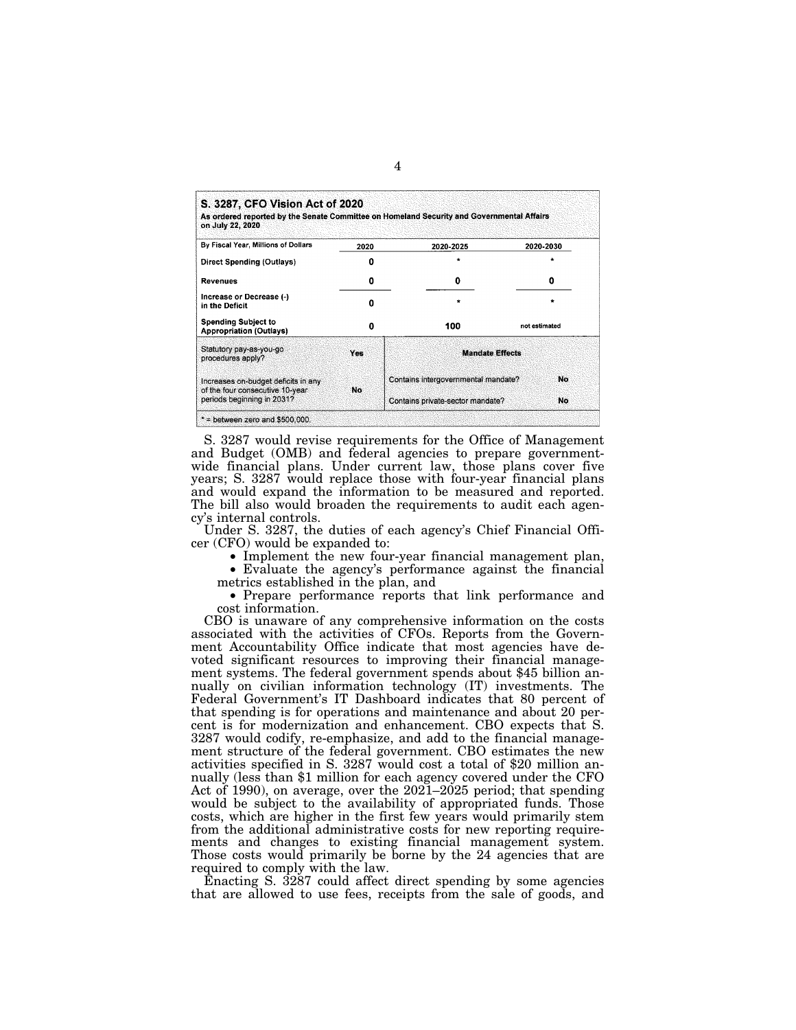**S. 3287, CFO Vision Act of 2020**
**As ordered reported by the Senate Committee on Homeland Security and Governmental Affairs on July 22, 2020**

| By Fiscal Year, Millions of Dollars | 2020 | 2020-2025 | 2020-2030 |
|---|---|---|---|
| Direct Spending (Outlays) | 0 | * | * |
| Revenues | 0 | 0 | 0 |
| Increase or Decrease (-) in the Deficit | 0 | * | * |
| Spending Subject to Appropriation (Outlays) | 0 | 100 | not estimated |

| | | Mandate Effects | |
|---|---|---|---|
| Statutory pay-as-you-go procedures apply? | Yes | Contains intergovernmental mandate? | No |
| Increases on-budget deficits in any of the four consecutive 10-year periods beginning in 2031? | No | Contains private-sector mandate? | No |

* = between zero and $500,000.

S. 3287 would revise requirements for the Office of Management and Budget (OMB) and federal agencies to prepare government-wide financial plans. Under current law, those plans cover five years; S. 3287 would replace those with four-year financial plans and would expand the information to be measured and reported. The bill also would broaden the requirements to audit each agency's internal controls.

Under S. 3287, the duties of each agency's Chief Financial Officer (CFO) would be expanded to:

- Implement the new four-year financial management plan,
- Evaluate the agency's performance against the financial metrics established in the plan, and
- Prepare performance reports that link performance and cost information.

CBO is unaware of any comprehensive information on the costs associated with the activities of CFOs. Reports from the Government Accountability Office indicate that most agencies have devoted significant resources to improving their financial management systems. The federal government spends about $45 billion annually on civilian information technology (IT) investments. The Federal Government's IT Dashboard indicates that 80 percent of that spending is for operations and maintenance and about 20 percent is for modernization and enhancement. CBO expects that S. 3287 would codify, re-emphasize, and add to the financial management structure of the federal government. CBO estimates the new activities specified in S. 3287 would cost a total of $20 million annually (less than $1 million for each agency covered under the CFO Act of 1990), on average, over the 2021–2025 period; that spending would be subject to the availability of appropriated funds. Those costs, which are higher in the first few years would primarily stem from the additional administrative costs for new reporting requirements and changes to existing financial management system. Those costs would primarily be borne by the 24 agencies that are required to comply with the law.

Enacting S. 3287 could affect direct spending by some agencies that are allowed to use fees, receipts from the sale of goods, and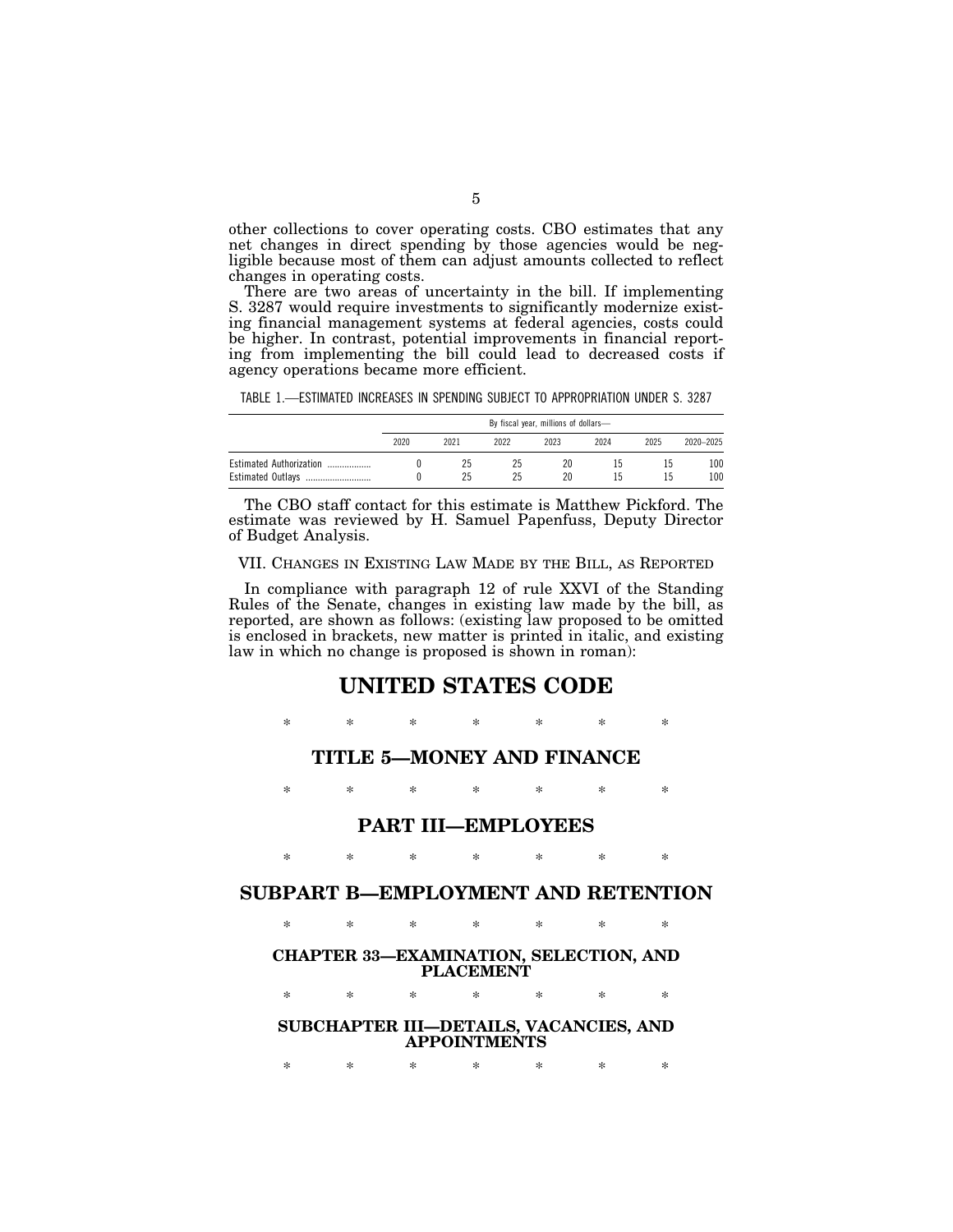other collections to cover operating costs. CBO estimates that any net changes in direct spending by those agencies would be negligible because most of them can adjust amounts collected to reflect changes in operating costs.

There are two areas of uncertainty in the bill. If implementing S. 3287 would require investments to significantly modernize existing financial management systems at federal agencies, costs could be higher. In contrast, potential improvements in financial reporting from implementing the bill could lead to decreased costs if agency operations became more efficient.

TABLE 1.—ESTIMATED INCREASES IN SPENDING SUBJECT TO APPROPRIATION UNDER S. 3287

| | By fiscal year, millions of dollars— | | | | | | |
|---|---|---|---|---|---|---|---|
| | 2020 | 2021 | 2022 | 2023 | 2024 | 2025 | 2020–2025 |
| Estimated Authorization .................. | 0 | 25 | 25 | 20 | 15 | 15 | 100 |
| Estimated Outlays ........................... | 0 | 25 | 25 | 20 | 15 | 15 | 100 |

The CBO staff contact for this estimate is Matthew Pickford. The estimate was reviewed by H. Samuel Papenfuss, Deputy Director of Budget Analysis.

## VII. CHANGES IN EXISTING LAW MADE BY THE BILL, AS REPORTED

In compliance with paragraph 12 of rule XXVI of the Standing Rules of the Senate, changes in existing law made by the bill, as reported, are shown as follows: (existing law proposed to be omitted is enclosed in brackets, new matter is printed in italic, and existing law in which no change is proposed is shown in roman):

# UNITED STATES CODE

\* \* \* \* \* \* \*

## TITLE 5—MONEY AND FINANCE

\* \* \* \* \* \* \*

## PART III—EMPLOYEES

\* \* \* \* \* \* \*

## SUBPART B—EMPLOYMENT AND RETENTION

\* \* \* \* \* \* \*

### CHAPTER 33—EXAMINATION, SELECTION, AND PLACEMENT

\* \* \* \* \* \* \*

### SUBCHAPTER III—DETAILS, VACANCIES, AND APPOINTMENTS

\* \* \* \* \* \* \*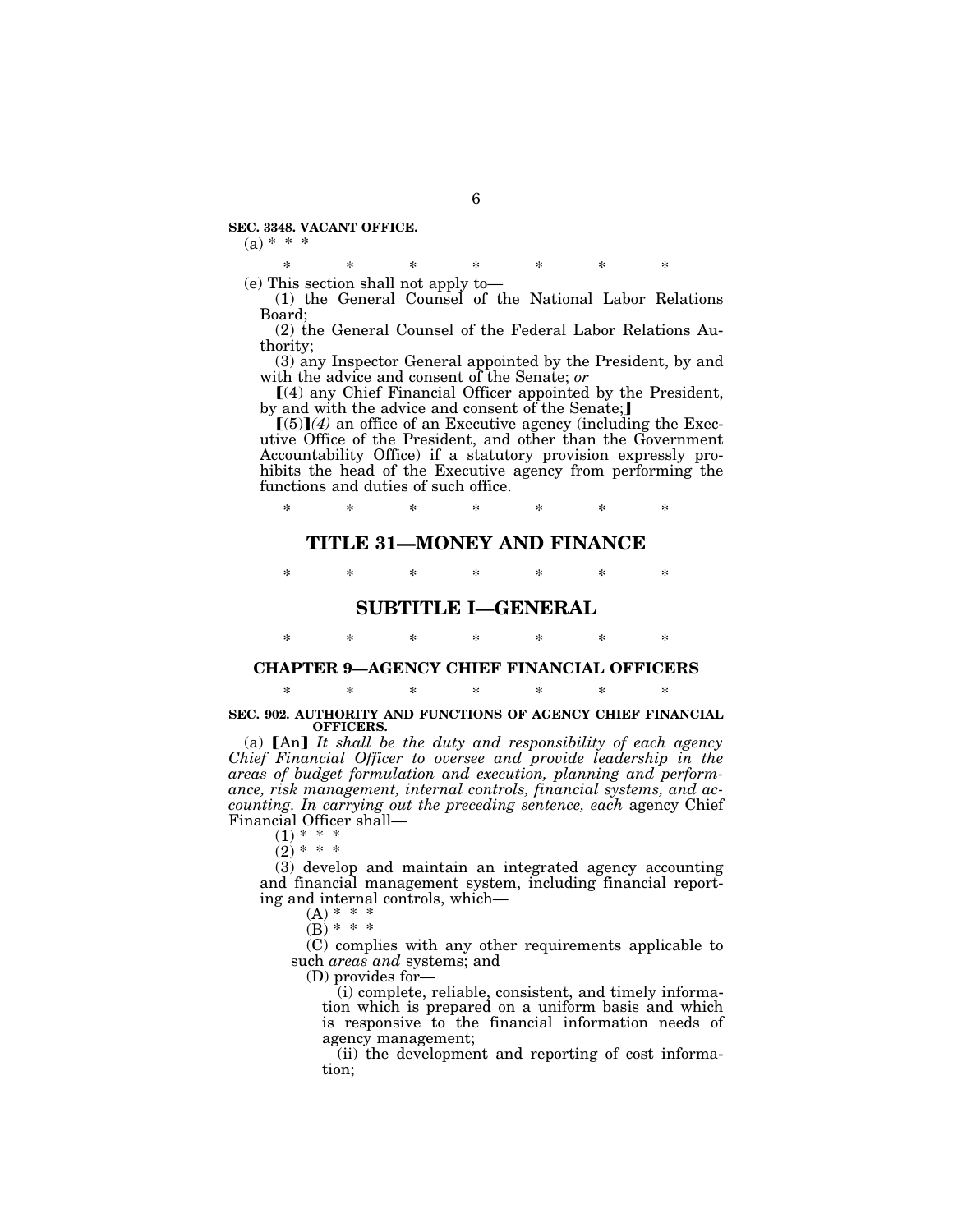**SEC. 3348. VACANT OFFICE.**

(a) * * *

\* \* \* \* \* \* \*

(e) This section shall not apply to—

(1) the General Counsel of the National Labor Relations Board;

(2) the General Counsel of the Federal Labor Relations Authority;

(3) any Inspector General appointed by the President, by and with the advice and consent of the Senate; *or*

⟦(4) any Chief Financial Officer appointed by the President, by and with the advice and consent of the Senate;⟧

⟦(5)⟧*(4)* an office of an Executive agency (including the Executive Office of the President, and other than the Government Accountability Office) if a statutory provision expressly prohibits the head of the Executive agency from performing the functions and duties of such office.

\* \* \* \* \* \* \*

## TITLE 31—MONEY AND FINANCE

\* \* \* \* \* \* \*

## SUBTITLE I—GENERAL

\* \* \* \* \* \* \*

### CHAPTER 9—AGENCY CHIEF FINANCIAL OFFICERS

\* \* \* \* \* \* \*

**SEC. 902. AUTHORITY AND FUNCTIONS OF AGENCY CHIEF FINANCIAL OFFICERS.**

(a) ⟦An⟧ *It shall be the duty and responsibility of each agency Chief Financial Officer to oversee and provide leadership in the areas of budget formulation and execution, planning and performance, risk management, internal controls, financial systems, and accounting. In carrying out the preceding sentence, each* agency Chief Financial Officer shall—

(1) * * *

(2) * * *

(3) develop and maintain an integrated agency accounting and financial management system, including financial reporting and internal controls, which—

(A) * * *

(B) * * *

(C) complies with any other requirements applicable to such *areas and* systems; and

(D) provides for—

(i) complete, reliable, consistent, and timely information which is prepared on a uniform basis and which is responsive to the financial information needs of agency management;

(ii) the development and reporting of cost information;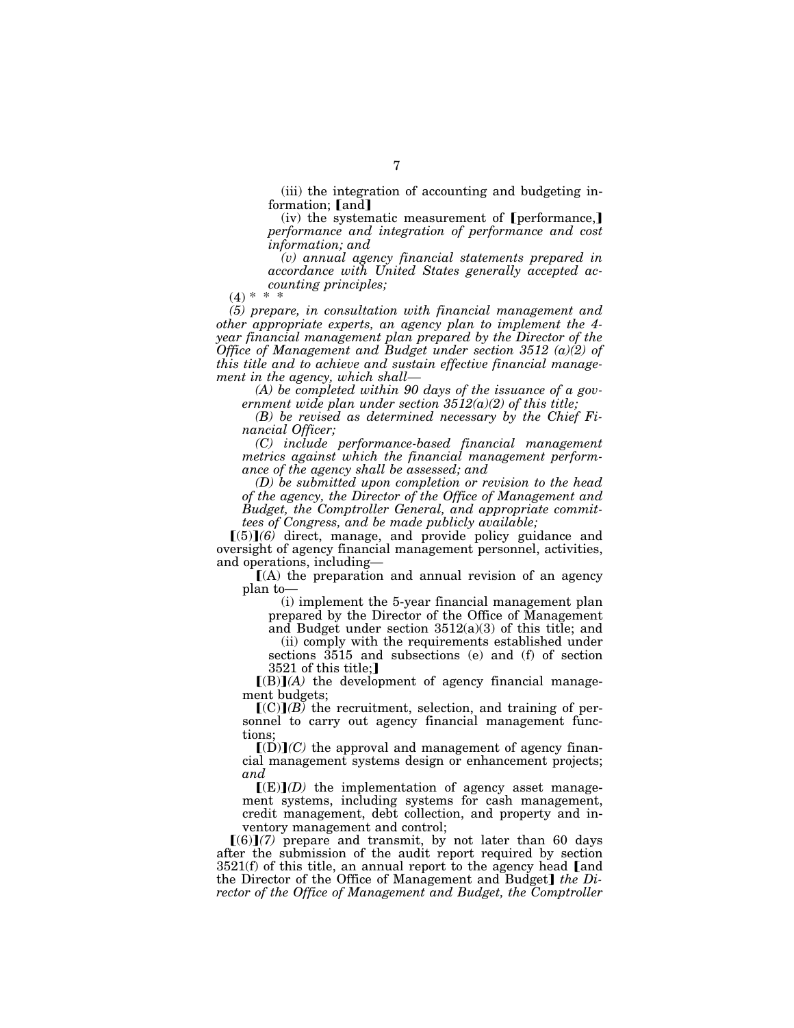(iii) the integration of accounting and budgeting information; [and]

(iv) the systematic measurement of [performance,] *performance and integration of performance and cost information; and*

*(v) annual agency financial statements prepared in accordance with United States generally accepted accounting principles;*

(4) * * *

*(5) prepare, in consultation with financial management and other appropriate experts, an agency plan to implement the 4-year financial management plan prepared by the Director of the Office of Management and Budget under section 3512 (a)(2) of this title and to achieve and sustain effective financial management in the agency, which shall—*

*(A) be completed within 90 days of the issuance of a government wide plan under section 3512(a)(2) of this title;*

*(B) be revised as determined necessary by the Chief Financial Officer;*

*(C) include performance-based financial management metrics against which the financial management performance of the agency shall be assessed; and*

*(D) be submitted upon completion or revision to the head of the agency, the Director of the Office of Management and Budget, the Comptroller General, and appropriate committees of Congress, and be made publicly available;*

[(5)]*(6)* direct, manage, and provide policy guidance and oversight of agency financial management personnel, activities, and operations, including—

[(A) the preparation and annual revision of an agency plan to—

(i) implement the 5-year financial management plan prepared by the Director of the Office of Management and Budget under section 3512(a)(3) of this title; and

(ii) comply with the requirements established under sections 3515 and subsections (e) and (f) of section 3521 of this title;]

[(B)]*(A)* the development of agency financial management budgets;

[(C)]*(B)* the recruitment, selection, and training of personnel to carry out agency financial management functions;

[(D)]*(C)* the approval and management of agency financial management systems design or enhancement projects; *and*

[(E)]*(D)* the implementation of agency asset management systems, including systems for cash management, credit management, debt collection, and property and inventory management and control;

[(6)]*(7)* prepare and transmit, by not later than 60 days after the submission of the audit report required by section 3521(f) of this title, an annual report to the agency head [and the Director of the Office of Management and Budget] *the Director of the Office of Management and Budget, the Comptroller*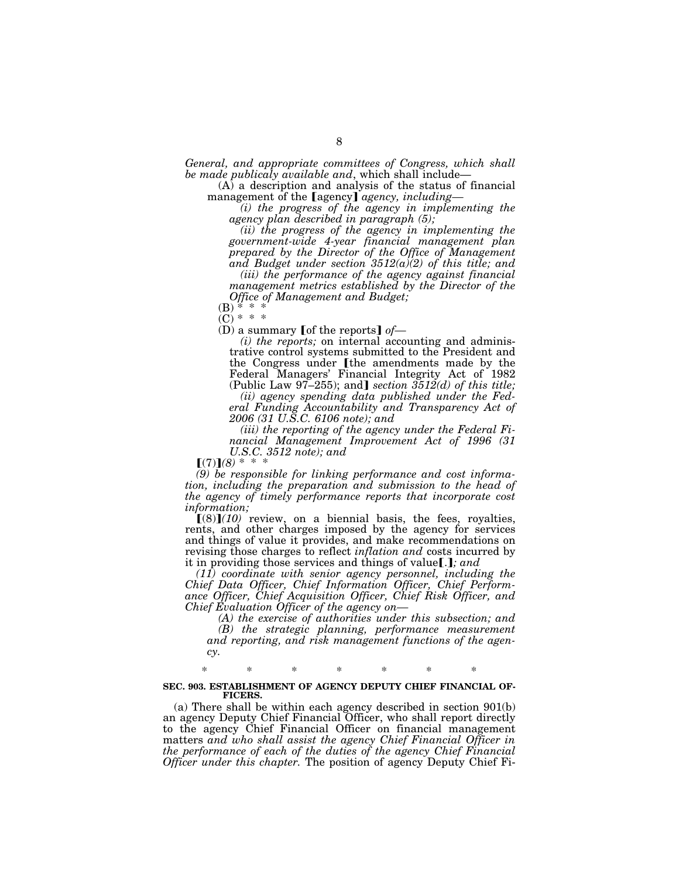*General, and appropriate committees of Congress, which shall be made publicaly available and*, which shall include—

(A) a description and analysis of the status of financial management of the 【agency】 *agency, including—*

*(i) the progress of the agency in implementing the agency plan described in paragraph (5);*

*(ii) the progress of the agency in implementing the government-wide 4-year financial management plan prepared by the Director of the Office of Management and Budget under section 3512(a)(2) of this title; and*

*(iii) the performance of the agency against financial management metrics established by the Director of the Office of Management and Budget;*

(B) * * *

(C) * * *

(D) a summary 【of the reports】 *of—*

*(i) the reports;* on internal accounting and administrative control systems submitted to the President and the Congress under 【the amendments made by the Federal Managers' Financial Integrity Act of 1982 (Public Law 97–255); and】 *section 3512(d) of this title;*

*(ii) agency spending data published under the Federal Funding Accountability and Transparency Act of 2006 (31 U.S.C. 6106 note); and*

*(iii) the reporting of the agency under the Federal Financial Management Improvement Act of 1996 (31 U.S.C. 3512 note); and*

【(7)】*(8)* * * *

*(9) be responsible for linking performance and cost information, including the preparation and submission to the head of the agency of timely performance reports that incorporate cost information;*

【(8)】*(10)* review, on a biennial basis, the fees, royalties, rents, and other charges imposed by the agency for services and things of value it provides, and make recommendations on revising those charges to reflect *inflation and* costs incurred by it in providing those services and things of value【.】*; and*

*(11) coordinate with senior agency personnel, including the Chief Data Officer, Chief Information Officer, Chief Performance Officer, Chief Acquisition Officer, Chief Risk Officer, and Chief Evaluation Officer of the agency on—*

*(A) the exercise of authorities under this subsection; and*

*(B) the strategic planning, performance measurement and reporting, and risk management functions of the agency.*

\* \* \* \* \* \* \*

**SEC. 903. ESTABLISHMENT OF AGENCY DEPUTY CHIEF FINANCIAL OFFICERS.**

(a) There shall be within each agency described in section 901(b) an agency Deputy Chief Financial Officer, who shall report directly to the agency Chief Financial Officer on financial management matters *and who shall assist the agency Chief Financial Officer in the performance of each of the duties of the agency Chief Financial Officer under this chapter.* The position of agency Deputy Chief Fi-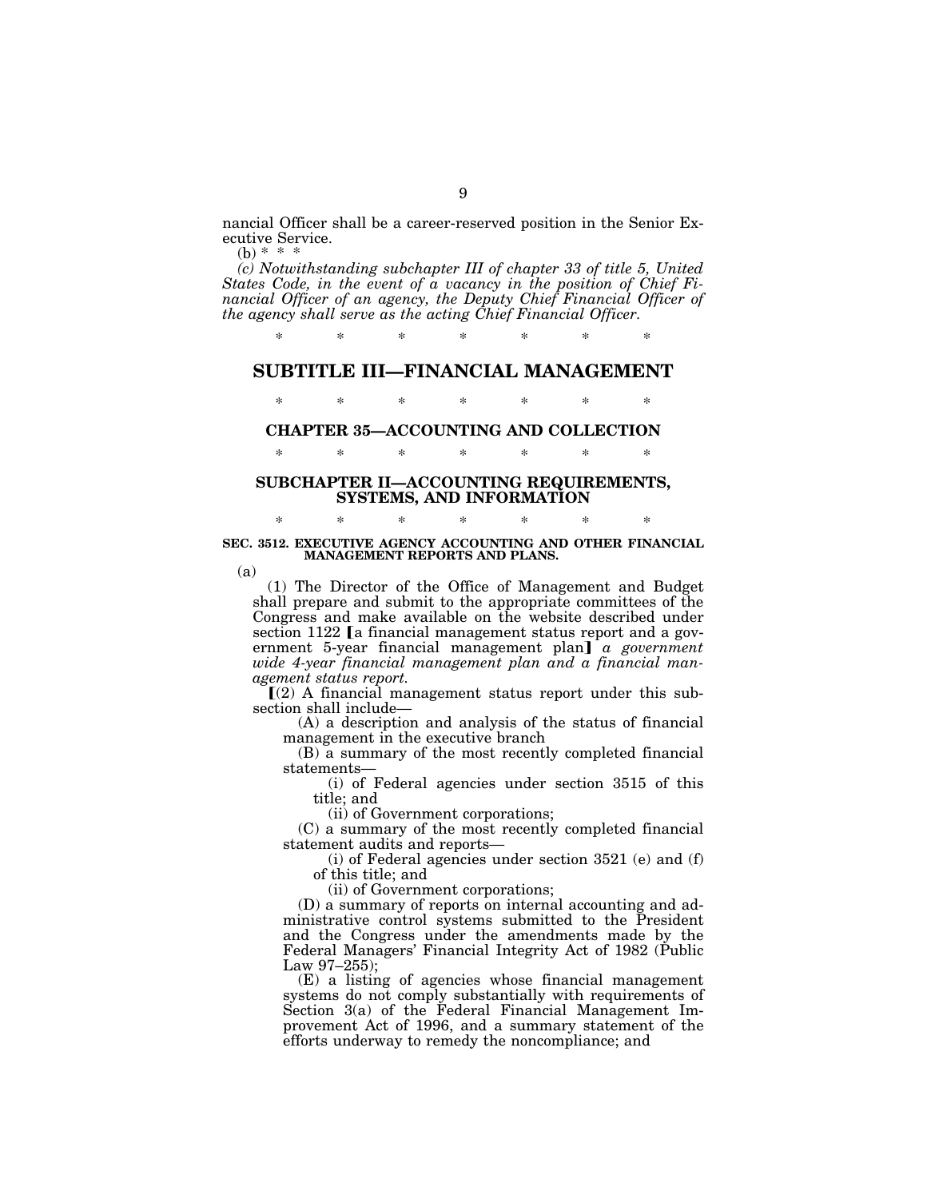nancial Officer shall be a career-reserved position in the Senior Executive Service.

(b) * * *

*(c) Notwithstanding subchapter III of chapter 33 of title 5, United States Code, in the event of a vacancy in the position of Chief Financial Officer of an agency, the Deputy Chief Financial Officer of the agency shall serve as the acting Chief Financial Officer.*

\* \* \* \* \* \* \*

## SUBTITLE III—FINANCIAL MANAGEMENT

\* \* \* \* \* \* \*

### CHAPTER 35—ACCOUNTING AND COLLECTION

\* \* \* \* \* \* \*

### SUBCHAPTER II—ACCOUNTING REQUIREMENTS, SYSTEMS, AND INFORMATION

\* \* \* \* \* \* \*

**SEC. 3512. EXECUTIVE AGENCY ACCOUNTING AND OTHER FINANCIAL MANAGEMENT REPORTS AND PLANS.**

(a)

(1) The Director of the Office of Management and Budget shall prepare and submit to the appropriate committees of the Congress and make available on the website described under section 1122 [a financial management status report and a government 5-year financial management plan] *a government wide 4-year financial management plan and a financial management status report.*

[(2) A financial management status report under this subsection shall include—

(A) a description and analysis of the status of financial management in the executive branch

(B) a summary of the most recently completed financial statements—

(i) of Federal agencies under section 3515 of this title; and

(ii) of Government corporations;

(C) a summary of the most recently completed financial statement audits and reports—

(i) of Federal agencies under section 3521 (e) and (f) of this title; and

(ii) of Government corporations;

(D) a summary of reports on internal accounting and administrative control systems submitted to the President and the Congress under the amendments made by the Federal Managers' Financial Integrity Act of 1982 (Public Law 97–255);

(E) a listing of agencies whose financial management systems do not comply substantially with requirements of Section 3(a) of the Federal Financial Management Improvement Act of 1996, and a summary statement of the efforts underway to remedy the noncompliance; and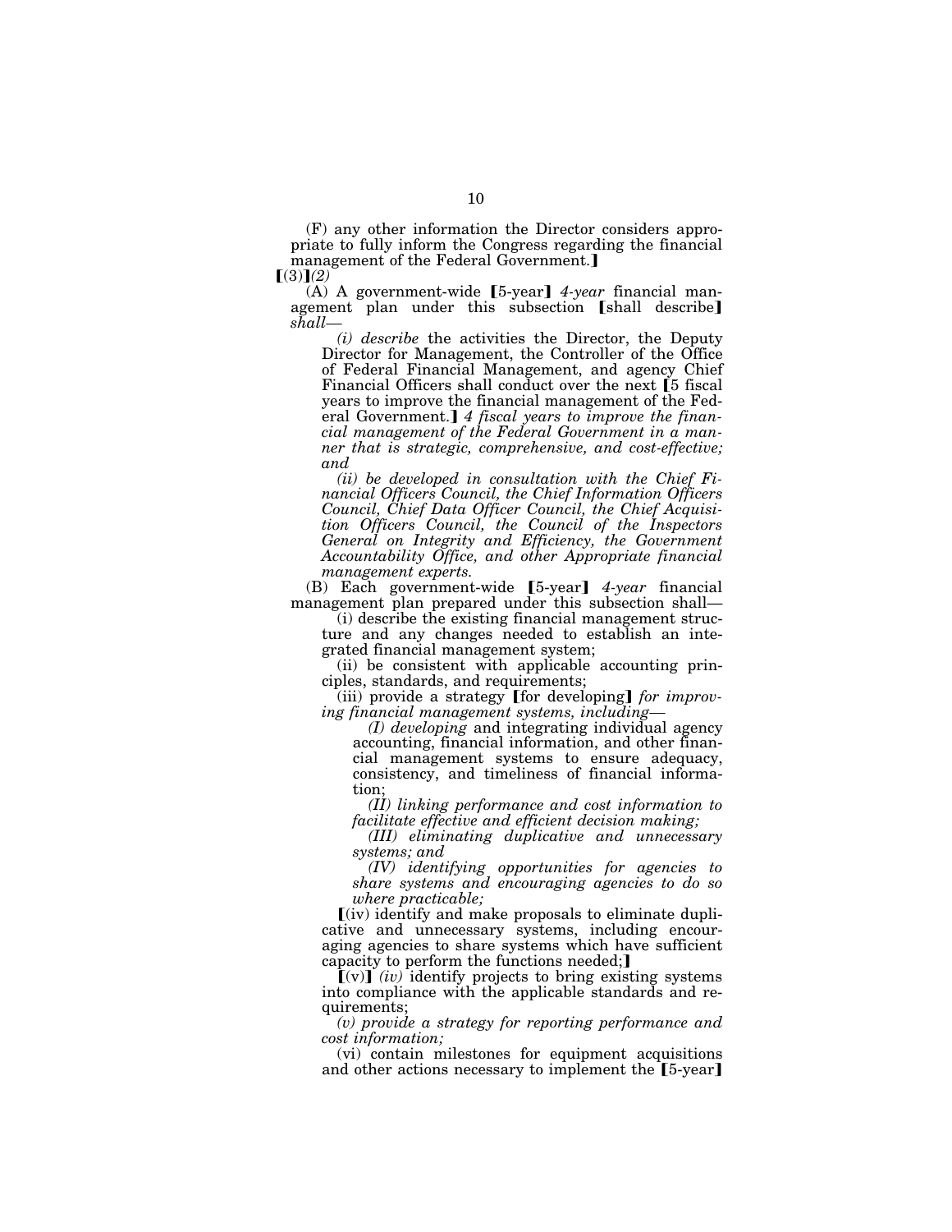(F) any other information the Director considers appropriate to fully inform the Congress regarding the financial management of the Federal Government.】

【(3)】*(2)*

(A) A government-wide 【5-year】 *4-year* financial management plan under this subsection 【shall describe】 *shall—*

*(i) describe* the activities the Director, the Deputy Director for Management, the Controller of the Office of Federal Financial Management, and agency Chief Financial Officers shall conduct over the next 【5 fiscal years to improve the financial management of the Federal Government.】 *4 fiscal years to improve the financial management of the Federal Government in a manner that is strategic, comprehensive, and cost-effective; and*

*(ii) be developed in consultation with the Chief Financial Officers Council, the Chief Information Officers Council, Chief Data Officer Council, the Chief Acquisition Officers Council, the Council of the Inspectors General on Integrity and Efficiency, the Government Accountability Office, and other Appropriate financial management experts.*

(B) Each government-wide 【5-year】 *4-year* financial management plan prepared under this subsection shall—

(i) describe the existing financial management structure and any changes needed to establish an integrated financial management system;

(ii) be consistent with applicable accounting principles, standards, and requirements;

(iii) provide a strategy 【for developing】 *for improving financial management systems, including—*

*(I) developing* and integrating individual agency accounting, financial information, and other financial management systems to ensure adequacy, consistency, and timeliness of financial information;

*(II) linking performance and cost information to facilitate effective and efficient decision making;*

*(III) eliminating duplicative and unnecessary systems; and*

*(IV) identifying opportunities for agencies to share systems and encouraging agencies to do so where practicable;*

【(iv) identify and make proposals to eliminate duplicative and unnecessary systems, including encouraging agencies to share systems which have sufficient capacity to perform the functions needed;】

【(v)】 *(iv)* identify projects to bring existing systems into compliance with the applicable standards and requirements;

*(v) provide a strategy for reporting performance and cost information;*

(vi) contain milestones for equipment acquisitions and other actions necessary to implement the 【5-year】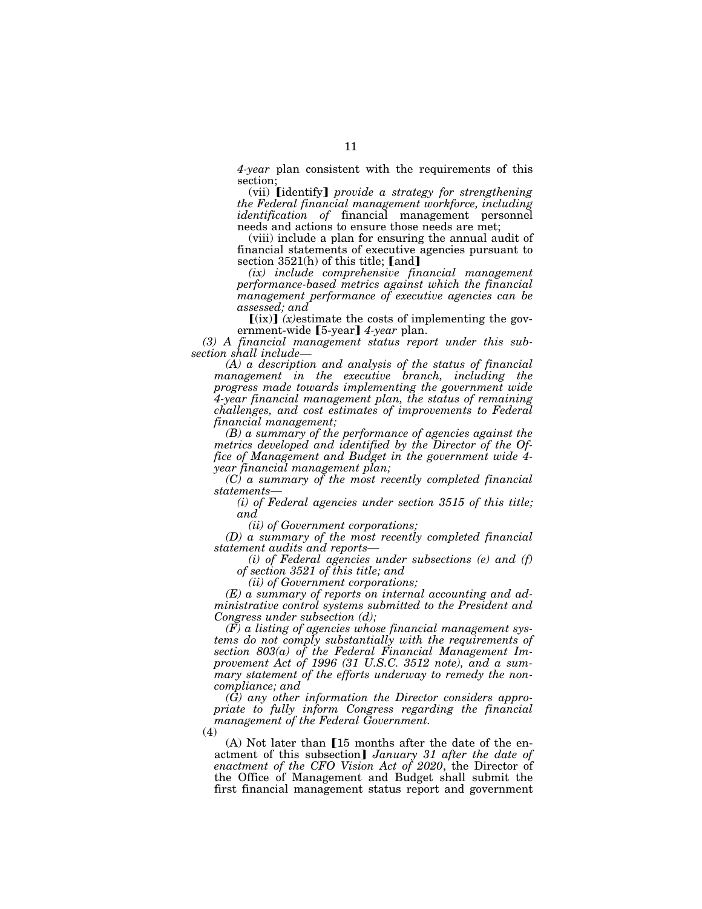*4-year* plan consistent with the requirements of this section;

(vii) ⟦identify⟧ *provide a strategy for strengthening the Federal financial management workforce, including identification of* financial management personnel needs and actions to ensure those needs are met;

(viii) include a plan for ensuring the annual audit of financial statements of executive agencies pursuant to section 3521(h) of this title; ⟦and⟧

*(ix) include comprehensive financial management performance-based metrics against which the financial management performance of executive agencies can be assessed; and*

⟦(ix)⟧ *(x)*estimate the costs of implementing the government-wide ⟦5-year⟧ *4-year* plan.

*(3) A financial management status report under this subsection shall include—*

*(A) a description and analysis of the status of financial management in the executive branch, including the progress made towards implementing the government wide 4-year financial management plan, the status of remaining challenges, and cost estimates of improvements to Federal financial management;*

*(B) a summary of the performance of agencies against the metrics developed and identified by the Director of the Office of Management and Budget in the government wide 4-year financial management plan;*

*(C) a summary of the most recently completed financial statements—*

*(i) of Federal agencies under section 3515 of this title; and*

*(ii) of Government corporations;*

*(D) a summary of the most recently completed financial statement audits and reports—*

*(i) of Federal agencies under subsections (e) and (f) of section 3521 of this title; and*

*(ii) of Government corporations;*

*(E) a summary of reports on internal accounting and administrative control systems submitted to the President and Congress under subsection (d);*

*(F) a listing of agencies whose financial management systems do not comply substantially with the requirements of section 803(a) of the Federal Financial Management Improvement Act of 1996 (31 U.S.C. 3512 note), and a summary statement of the efforts underway to remedy the noncompliance; and*

*(G) any other information the Director considers appropriate to fully inform Congress regarding the financial management of the Federal Government.*

(4)

(A) Not later than ⟦15 months after the date of the enactment of this subsection⟧ *January 31 after the date of enactment of the CFO Vision Act of 2020*, the Director of the Office of Management and Budget shall submit the first financial management status report and government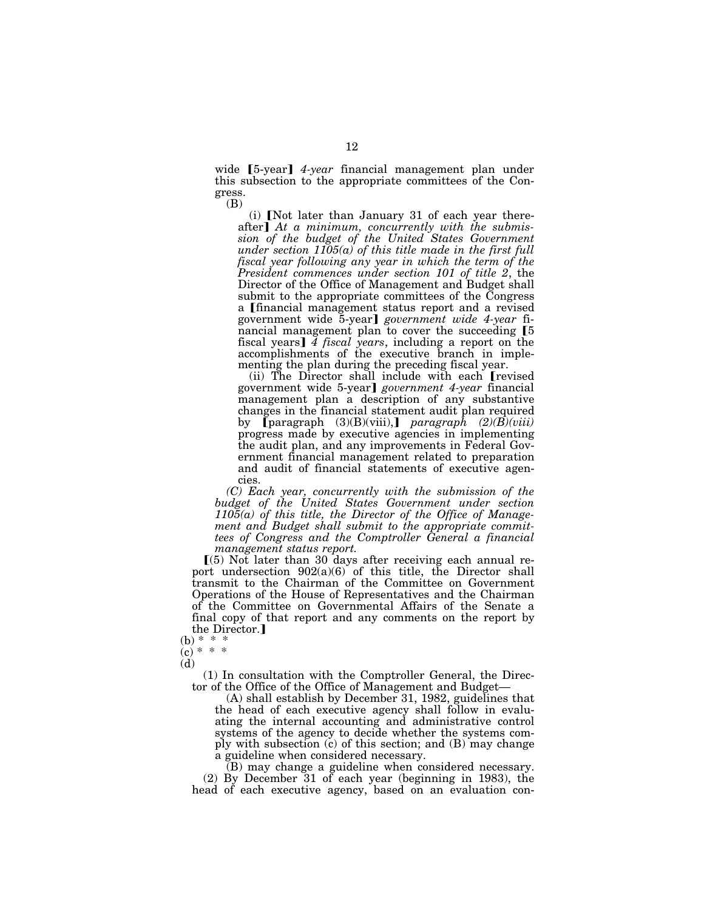wide [5-year] *4-year* financial management plan under this subsection to the appropriate committees of the Congress.

(B)

(i) [Not later than January 31 of each year thereafter] *At a minimum, concurrently with the submission of the budget of the United States Government under section 1105(a) of this title made in the first full fiscal year following any year in which the term of the President commences under section 101 of title 2*, the Director of the Office of Management and Budget shall submit to the appropriate committees of the Congress a [financial management status report and a revised government wide 5-year] *government wide 4-year* financial management plan to cover the succeeding [5 fiscal years] *4 fiscal years*, including a report on the accomplishments of the executive branch in implementing the plan during the preceding fiscal year.

(ii) The Director shall include with each [revised government wide 5-year] *government 4-year* financial management plan a description of any substantive changes in the financial statement audit plan required by [paragraph (3)(B)(viii),] *paragraph (2)(B)(viii)* progress made by executive agencies in implementing the audit plan, and any improvements in Federal Government financial management related to preparation and audit of financial statements of executive agencies.

*(C) Each year, concurrently with the submission of the budget of the United States Government under section 1105(a) of this title, the Director of the Office of Management and Budget shall submit to the appropriate committees of Congress and the Comptroller General a financial management status report.*

[(5) Not later than 30 days after receiving each annual report undersection 902(a)(6) of this title, the Director shall transmit to the Chairman of the Committee on Government Operations of the House of Representatives and the Chairman of the Committee on Governmental Affairs of the Senate a final copy of that report and any comments on the report by the Director.]

(b) * * *

(c) * * *

(d)

(1) In consultation with the Comptroller General, the Director of the Office of the Office of Management and Budget—

(A) shall establish by December 31, 1982, guidelines that the head of each executive agency shall follow in evaluating the internal accounting and administrative control systems of the agency to decide whether the systems comply with subsection (c) of this section; and (B) may change a guideline when considered necessary.

(B) may change a guideline when considered necessary.

(2) By December 31 of each year (beginning in 1983), the head of each executive agency, based on an evaluation con-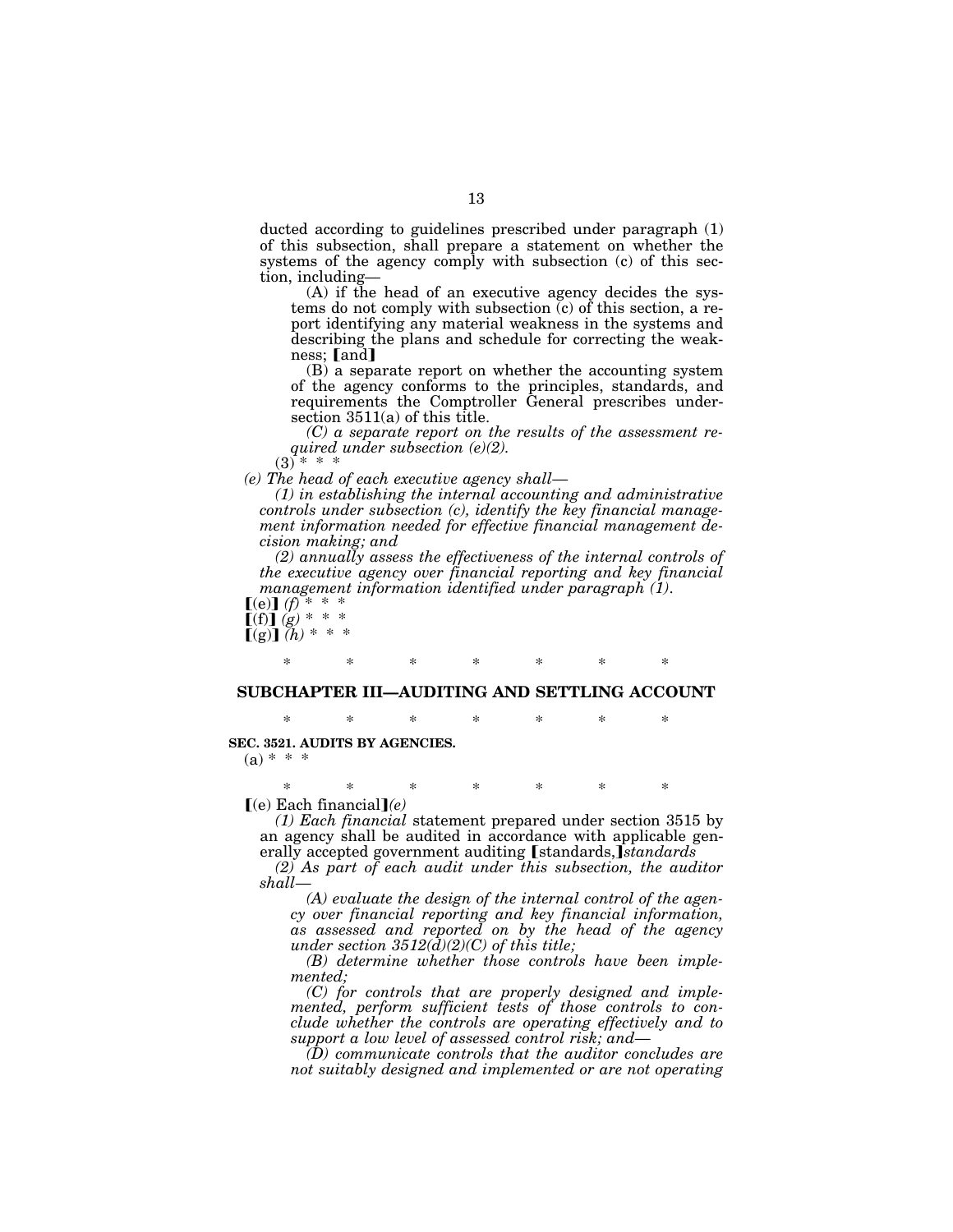ducted according to guidelines prescribed under paragraph (1) of this subsection, shall prepare a statement on whether the systems of the agency comply with subsection (c) of this section, including—

(A) if the head of an executive agency decides the systems do not comply with subsection (c) of this section, a report identifying any material weakness in the systems and describing the plans and schedule for correcting the weakness; 【and】

(B) a separate report on whether the accounting system of the agency conforms to the principles, standards, and requirements the Comptroller General prescribes under section 3511(a) of this title.

*(C) a separate report on the results of the assessment required under subsection (e)(2).*

(3) * * *

*(e) The head of each executive agency shall—*

*(1) in establishing the internal accounting and administrative controls under subsection (c), identify the key financial management information needed for effective financial management decision making; and*

*(2) annually assess the effectiveness of the internal controls of the executive agency over financial reporting and key financial management information identified under paragraph (1).*

【(e)】 *(f)* * * *

【(f)】 *(g)* * * *

【(g)】 *(h)* * * *

\* \* \* \* \* \* \*

## SUBCHAPTER III—AUDITING AND SETTLING ACCOUNT

\* \* \* \* \* \* \*

**SEC. 3521. AUDITS BY AGENCIES.**

(a) * * *

\* \* \* \* \* \* \*

【(e) Each financial】*(e)*

*(1) Each financial* statement prepared under section 3515 by an agency shall be audited in accordance with applicable generally accepted government auditing 【standards,】*standards*

*(2) As part of each audit under this subsection, the auditor shall—*

*(A) evaluate the design of the internal control of the agency over financial reporting and key financial information, as assessed and reported on by the head of the agency under section 3512(d)(2)(C) of this title;*

*(B) determine whether those controls have been implemented;*

*(C) for controls that are properly designed and implemented, perform sufficient tests of those controls to conclude whether the controls are operating effectively and to support a low level of assessed control risk; and—*

*(D) communicate controls that the auditor concludes are not suitably designed and implemented or are not operating*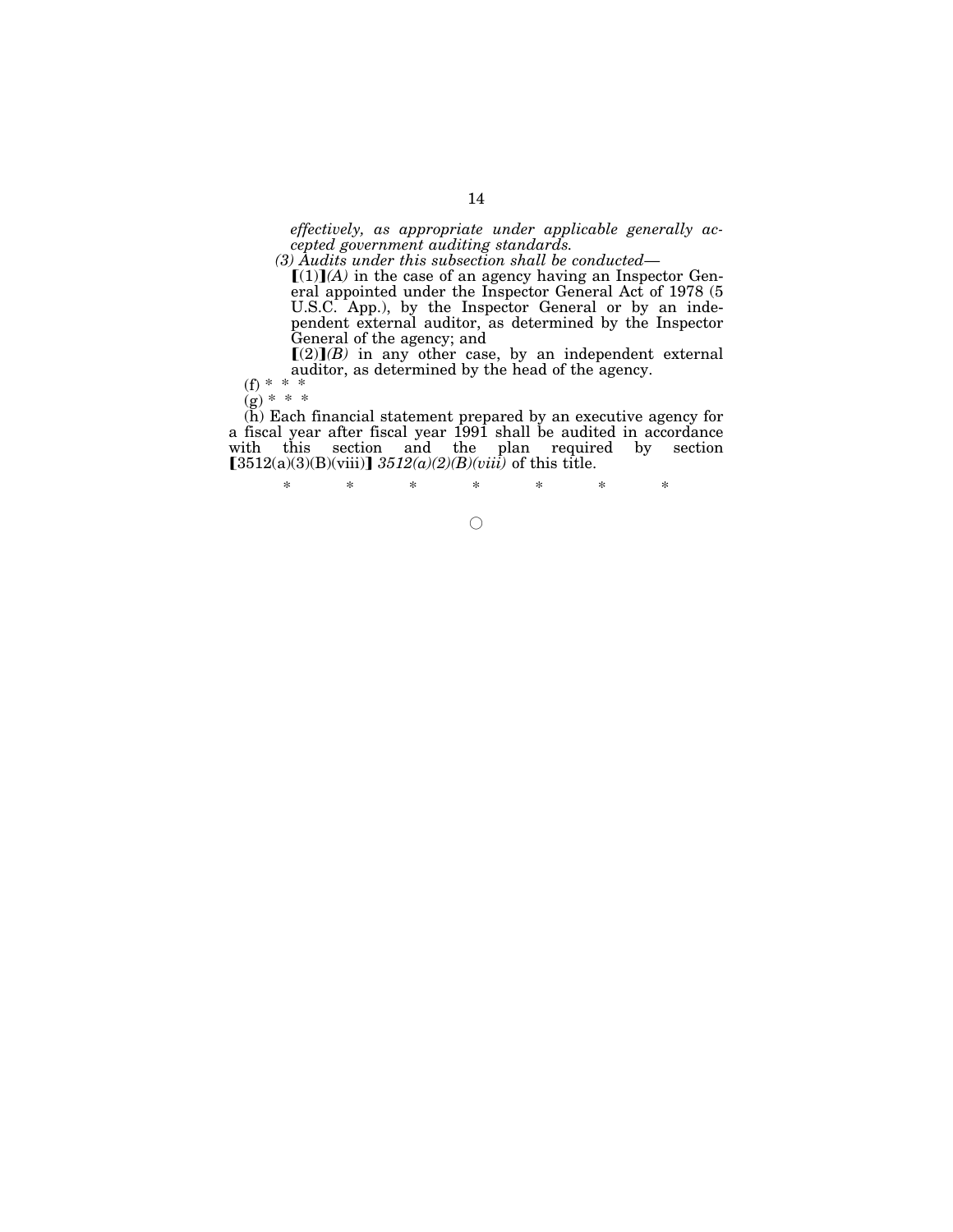*effectively, as appropriate under applicable generally accepted government auditing standards.*

*(3) Audits under this subsection shall be conducted—*

[(1)] *(A)* in the case of an agency having an Inspector General appointed under the Inspector General Act of 1978 (5 U.S.C. App.), by the Inspector General or by an independent external auditor, as determined by the Inspector General of the agency; and

[(2)] *(B)* in any other case, by an independent external auditor, as determined by the head of the agency.

(f) * * *

(g) * * *

(h) Each financial statement prepared by an executive agency for a fiscal year after fiscal year 1991 shall be audited in accordance with this section and the plan required by section [3512(a)(3)(B)(viii)] *3512(a)(2)(B)(viii)* of this title.

\* \* \* \* \* \* \*

○